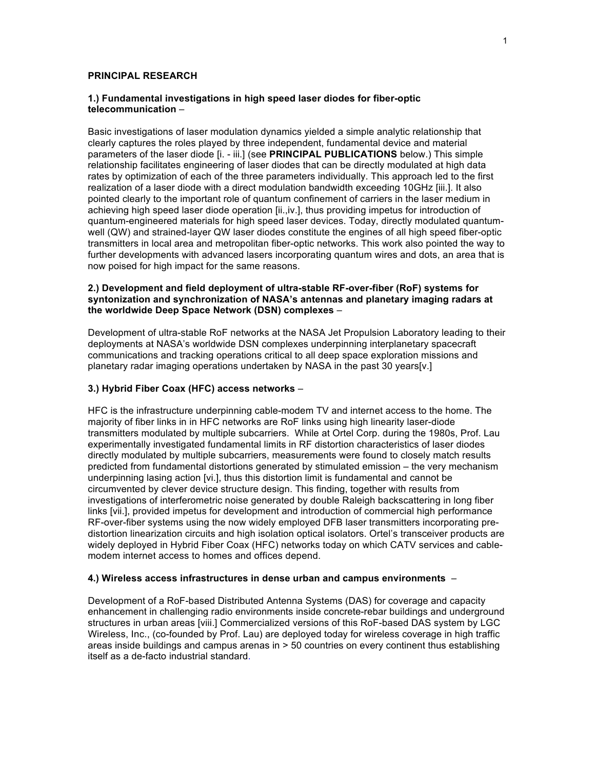**PRINCIPAL RESEARCH**

**1.) Fundamental investigations in high speed laser diodes for fiber-optic telecommunication** –

Basic investigations of laser modulation dynamics yielded a simple analytic relationship that clearly captures the roles played by three independent, fundamental device and material parameters of the laser diode [i. - iii.] (see **PRINCIPAL PUBLICATIONS** below.) This simple relationship facilitates engineering of laser diodes that can be directly modulated at high data rates by optimization of each of the three parameters individually. This approach led to the first realization of a laser diode with a direct modulation bandwidth exceeding 10GHz [iii.]. It also pointed clearly to the important role of quantum confinement of carriers in the laser medium in achieving high speed laser diode operation [ii.,iv.], thus providing impetus for introduction of quantum-engineered materials for high speed laser devices. Today, directly modulated quantum-well (QW) and strained-layer QW laser diodes constitute the engines of all high speed fiber-optic transmitters in local area and metropolitan fiber-optic networks. This work also pointed the way to further developments with advanced lasers incorporating quantum wires and dots, an area that is now poised for high impact for the same reasons.

**2.) Development and field deployment of ultra-stable RF-over-fiber (RoF) systems for syntonization and synchronization of NASA's antennas and planetary imaging radars at the worldwide Deep Space Network (DSN) complexes** –

Development of ultra-stable RoF networks at the NASA Jet Propulsion Laboratory leading to their deployments at NASA's worldwide DSN complexes underpinning interplanetary spacecraft communications and tracking operations critical to all deep space exploration missions and planetary radar imaging operations undertaken by NASA in the past 30 years[v.]

**3.) Hybrid Fiber Coax (HFC) access networks** –

HFC is the infrastructure underpinning cable-modem TV and internet access to the home. The majority of fiber links in in HFC networks are RoF links using high linearity laser-diode transmitters modulated by multiple subcarriers. While at Ortel Corp. during the 1980s, Prof. Lau experimentally investigated fundamental limits in RF distortion characteristics of laser diodes directly modulated by multiple subcarriers, measurements were found to closely match results predicted from fundamental distortions generated by stimulated emission – the very mechanism underpinning lasing action [vi.], thus this distortion limit is fundamental and cannot be circumvented by clever device structure design. This finding, together with results from investigations of interferometric noise generated by double Raleigh backscattering in long fiber links [vii.], provided impetus for development and introduction of commercial high performance RF-over-fiber systems using the now widely employed DFB laser transmitters incorporating pre-distortion linearization circuits and high isolation optical isolators. Ortel's transceiver products are widely deployed in Hybrid Fiber Coax (HFC) networks today on which CATV services and cable-modem internet access to homes and offices depend.

**4.) Wireless access infrastructures in dense urban and campus environments** –

Development of a RoF-based Distributed Antenna Systems (DAS) for coverage and capacity enhancement in challenging radio environments inside concrete-rebar buildings and underground structures in urban areas [viii.] Commercialized versions of this RoF-based DAS system by LGC Wireless, Inc., (co-founded by Prof. Lau) are deployed today for wireless coverage in high traffic areas inside buildings and campus arenas in > 50 countries on every continent thus establishing itself as a de-facto industrial standard.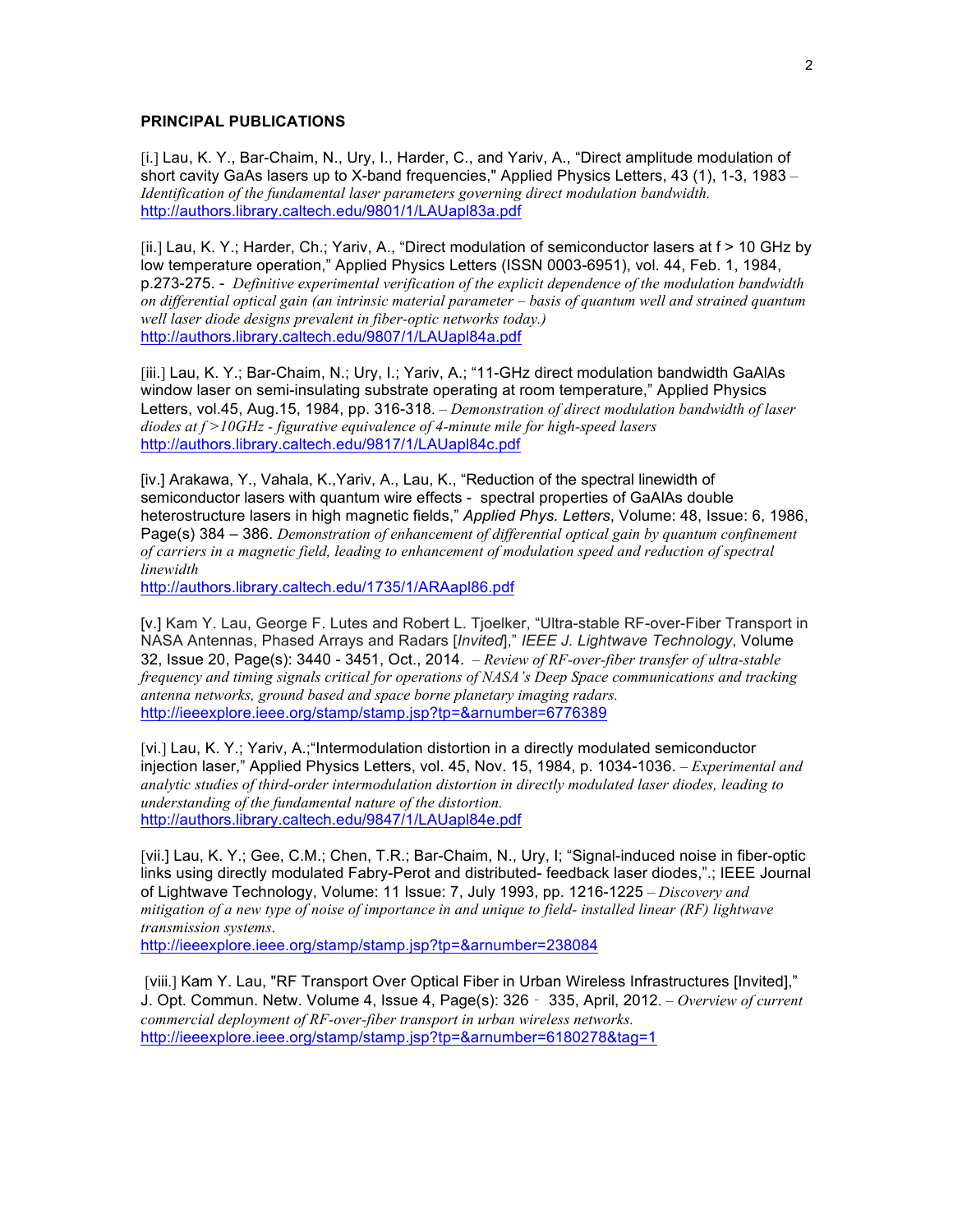**PRINCIPAL PUBLICATIONS**

[i.] Lau, K. Y., Bar-Chaim, N., Ury, I., Harder, C., and Yariv, A., "Direct amplitude modulation of short cavity GaAs lasers up to X-band frequencies," Applied Physics Letters, 43 (1), 1-3, 1983 – *Identification of the fundamental laser parameters governing direct modulation bandwidth.*
http://authors.library.caltech.edu/9801/1/LAUapl83a.pdf

[ii.] Lau, K. Y.; Harder, Ch.; Yariv, A., "Direct modulation of semiconductor lasers at f > 10 GHz by low temperature operation," Applied Physics Letters (ISSN 0003-6951), vol. 44, Feb. 1, 1984, p.273-275. - *Definitive experimental verification of the explicit dependence of the modulation bandwidth on differential optical gain (an intrinsic material parameter – basis of quantum well and strained quantum well laser diode designs prevalent in fiber-optic networks today.)*
http://authors.library.caltech.edu/9807/1/LAUapl84a.pdf

[iii.] Lau, K. Y.; Bar-Chaim, N.; Ury, I.; Yariv, A.; "11-GHz direct modulation bandwidth GaAlAs window laser on semi-insulating substrate operating at room temperature," Applied Physics Letters, vol.45, Aug.15, 1984, pp. 316-318. – *Demonstration of direct modulation bandwidth of laser diodes at f >10GHz - figurative equivalence of 4-minute mile for high-speed lasers*
http://authors.library.caltech.edu/9817/1/LAUapl84c.pdf

[iv.] Arakawa, Y., Vahala, K.,Yariv, A., Lau, K., "Reduction of the spectral linewidth of semiconductor lasers with quantum wire effects - spectral properties of GaAlAs double heterostructure lasers in high magnetic fields," *Applied Phys. Letters*, Volume: 48, Issue: 6, 1986, Page(s) 384 – 386. *Demonstration of enhancement of differential optical gain by quantum confinement of carriers in a magnetic field, leading to enhancement of modulation speed and reduction of spectral linewidth*
http://authors.library.caltech.edu/1735/1/ARAapl86.pdf

[v.] Kam Y. Lau, George F. Lutes and Robert L. Tjoelker, "Ultra-stable RF-over-Fiber Transport in NASA Antennas, Phased Arrays and Radars [*Invited*]," *IEEE J. Lightwave Technology*, Volume 32, Issue 20, Page(s): 3440 - 3451, Oct., 2014. – *Review of RF-over-fiber transfer of ultra-stable frequency and timing signals critical for operations of NASA's Deep Space communications and tracking antenna networks, ground based and space borne planetary imaging radars.*
http://ieeexplore.ieee.org/stamp/stamp.jsp?tp=&arnumber=6776389

[vi.] Lau, K. Y.; Yariv, A.;"Intermodulation distortion in a directly modulated semiconductor injection laser," Applied Physics Letters, vol. 45, Nov. 15, 1984, p. 1034-1036. – *Experimental and analytic studies of third-order intermodulation distortion in directly modulated laser diodes, leading to understanding of the fundamental nature of the distortion.*
http://authors.library.caltech.edu/9847/1/LAUapl84e.pdf

[vii.] Lau, K. Y.; Gee, C.M.; Chen, T.R.; Bar-Chaim, N., Ury, I; "Signal-induced noise in fiber-optic links using directly modulated Fabry-Perot and distributed- feedback laser diodes,".; IEEE Journal of Lightwave Technology, Volume: 11 Issue: 7, July 1993, pp. 1216-1225 – *Discovery and mitigation of a new type of noise of importance in and unique to field- installed linear (RF) lightwave transmission systems*.
http://ieeexplore.ieee.org/stamp/stamp.jsp?tp=&arnumber=238084

[viii.] Kam Y. Lau, "RF Transport Over Optical Fiber in Urban Wireless Infrastructures [Invited]," J. Opt. Commun. Netw. Volume 4, Issue 4, Page(s): 326 - 335, April, 2012. – *Overview of current commercial deployment of RF-over-fiber transport in urban wireless networks.*
http://ieeexplore.ieee.org/stamp/stamp.jsp?tp=&arnumber=6180278&tag=1